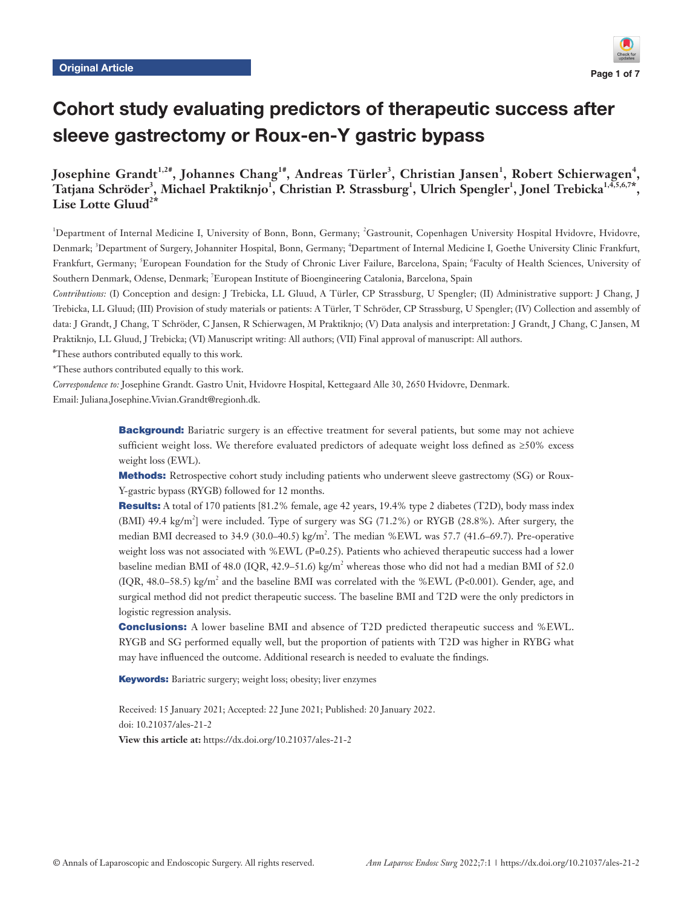Original Article

# Cohort study evaluating predictors of therapeutic success after sleeve gastrectomy or Roux-en-Y gastric bypass

**Josephine Grandt[1,2#], Johannes Chang[1#], Andreas Türler[3], Christian Jansen[1], Robert Schierwagen[4], Tatjana Schröder[3], Michael Praktiknjo[1], Christian P. Strassburg[1], Ulrich Spengler[1], Jonel Trebicka[1,4,5,6,7*], Lise Lotte Gluud[2*]**

[1]Department of Internal Medicine I, University of Bonn, Bonn, Germany; [2]Gastrounit, Copenhagen University Hospital Hvidovre, Hvidovre, Denmark; [3]Department of Surgery, Johanniter Hospital, Bonn, Germany; [4]Department of Internal Medicine I, Goethe University Clinic Frankfurt, Frankfurt, Germany; [5]European Foundation for the Study of Chronic Liver Failure, Barcelona, Spain; [6]Faculty of Health Sciences, University of Southern Denmark, Odense, Denmark; [7]European Institute of Bioengineering Catalonia, Barcelona, Spain

*Contributions:* (I) Conception and design: J Trebicka, LL Gluud, A Türler, CP Strassburg, U Spengler; (II) Administrative support: J Chang, J Trebicka, LL Gluud; (III) Provision of study materials or patients: A Türler, T Schröder, CP Strassburg, U Spengler; (IV) Collection and assembly of data: J Grandt, J Chang, T Schröder, C Jansen, R Schierwagen, M Praktiknjo; (V) Data analysis and interpretation: J Grandt, J Chang, C Jansen, M Praktiknjo, LL Gluud, J Trebicka; (VI) Manuscript writing: All authors; (VII) Final approval of manuscript: All authors.

#These authors contributed equally to this work.

*These authors contributed equally to this work.

*Correspondence to:* Josephine Grandt. Gastro Unit, Hvidovre Hospital, Kettegaard Alle 30, 2650 Hvidovre, Denmark. Email: Juliana.Josephine.Vivian.Grandt@regionh.dk.

**Background:** Bariatric surgery is an effective treatment for several patients, but some may not achieve sufficient weight loss. We therefore evaluated predictors of adequate weight loss defined as ≥50% excess weight loss (EWL).

**Methods:** Retrospective cohort study including patients who underwent sleeve gastrectomy (SG) or Roux-Y-gastric bypass (RYGB) followed for 12 months.

**Results:** A total of 170 patients [81.2% female, age 42 years, 19.4% type 2 diabetes (T2D), body mass index (BMI) 49.4 kg/m$^2$] were included. Type of surgery was SG (71.2%) or RYGB (28.8%). After surgery, the median BMI decreased to 34.9 (30.0–40.5) kg/m$^2$. The median %EWL was 57.7 (41.6–69.7). Pre-operative weight loss was not associated with %EWL (P=0.25). Patients who achieved therapeutic success had a lower baseline median BMI of 48.0 (IQR, 42.9–51.6) kg/m$^2$ whereas those who did not had a median BMI of 52.0 (IQR, 48.0–58.5) kg/m$^2$ and the baseline BMI was correlated with the %EWL (P<0.001). Gender, age, and surgical method did not predict therapeutic success. The baseline BMI and T2D were the only predictors in logistic regression analysis.

**Conclusions:** A lower baseline BMI and absence of T2D predicted therapeutic success and %EWL. RYGB and SG performed equally well, but the proportion of patients with T2D was higher in RYBG what may have influenced the outcome. Additional research is needed to evaluate the findings.

**Keywords:** Bariatric surgery; weight loss; obesity; liver enzymes

Received: 15 January 2021; Accepted: 22 June 2021; Published: 20 January 2022.

doi: 10.21037/ales-21-2

**View this article at:** https://dx.doi.org/10.21037/ales-21-2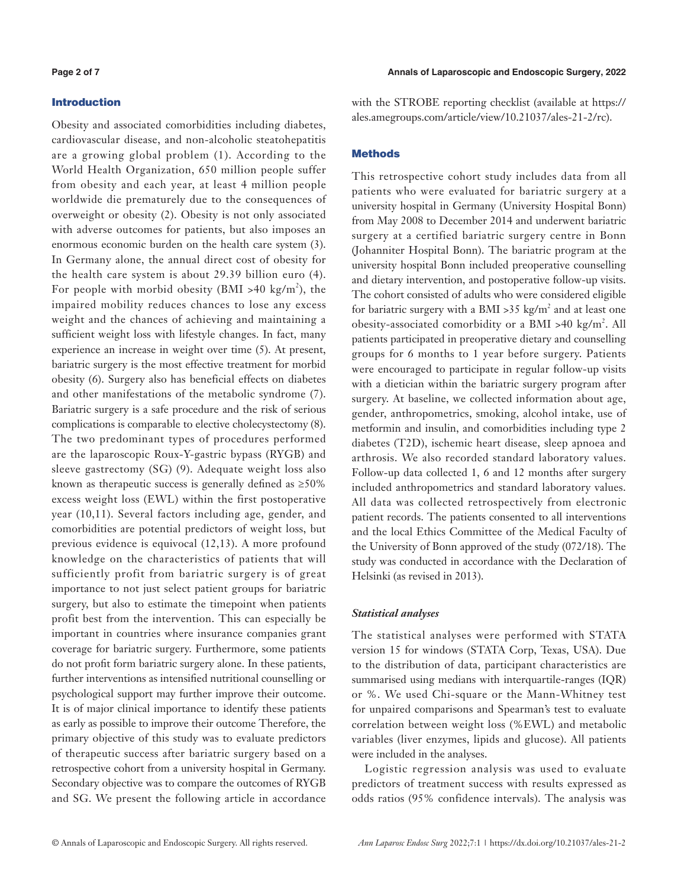## Introduction

Obesity and associated comorbidities including diabetes, cardiovascular disease, and non-alcoholic steatohepatitis are a growing global problem (1). According to the World Health Organization, 650 million people suffer from obesity and each year, at least 4 million people worldwide die prematurely due to the consequences of overweight or obesity (2). Obesity is not only associated with adverse outcomes for patients, but also imposes an enormous economic burden on the health care system (3). In Germany alone, the annual direct cost of obesity for the health care system is about 29.39 billion euro (4). For people with morbid obesity (BMI >40 kg/m$^2$), the impaired mobility reduces chances to lose any excess weight and the chances of achieving and maintaining a sufficient weight loss with lifestyle changes. In fact, many experience an increase in weight over time (5). At present, bariatric surgery is the most effective treatment for morbid obesity (6). Surgery also has beneficial effects on diabetes and other manifestations of the metabolic syndrome (7). Bariatric surgery is a safe procedure and the risk of serious complications is comparable to elective cholecystectomy (8). The two predominant types of procedures performed are the laparoscopic Roux-Y-gastric bypass (RYGB) and sleeve gastrectomy (SG) (9). Adequate weight loss also known as therapeutic success is generally defined as ≥50% excess weight loss (EWL) within the first postoperative year (10,11). Several factors including age, gender, and comorbidities are potential predictors of weight loss, but previous evidence is equivocal (12,13). A more profound knowledge on the characteristics of patients that will sufficiently profit from bariatric surgery is of great importance to not just select patient groups for bariatric surgery, but also to estimate the timepoint when patients profit best from the intervention. This can especially be important in countries where insurance companies grant coverage for bariatric surgery. Furthermore, some patients do not profit form bariatric surgery alone. In these patients, further interventions as intensified nutritional counselling or psychological support may further improve their outcome. It is of major clinical importance to identify these patients as early as possible to improve their outcome Therefore, the primary objective of this study was to evaluate predictors of therapeutic success after bariatric surgery based on a retrospective cohort from a university hospital in Germany. Secondary objective was to compare the outcomes of RYGB and SG. We present the following article in accordance with the STROBE reporting checklist (available at https://ales.amegroups.com/article/view/10.21037/ales-21-2/rc).

## Methods

This retrospective cohort study includes data from all patients who were evaluated for bariatric surgery at a university hospital in Germany (University Hospital Bonn) from May 2008 to December 2014 and underwent bariatric surgery at a certified bariatric surgery centre in Bonn (Johanniter Hospital Bonn). The bariatric program at the university hospital Bonn included preoperative counselling and dietary intervention, and postoperative follow-up visits. The cohort consisted of adults who were considered eligible for bariatric surgery with a BMI >35 kg/m$^2$ and at least one obesity-associated comorbidity or a BMI >40 kg/m$^2$. All patients participated in preoperative dietary and counselling groups for 6 months to 1 year before surgery. Patients were encouraged to participate in regular follow-up visits with a dietician within the bariatric surgery program after surgery. At baseline, we collected information about age, gender, anthropometrics, smoking, alcohol intake, use of metformin and insulin, and comorbidities including type 2 diabetes (T2D), ischemic heart disease, sleep apnoea and arthrosis. We also recorded standard laboratory values. Follow-up data collected 1, 6 and 12 months after surgery included anthropometrics and standard laboratory values. All data was collected retrospectively from electronic patient records. The patients consented to all interventions and the local Ethics Committee of the Medical Faculty of the University of Bonn approved of the study (072/18). The study was conducted in accordance with the Declaration of Helsinki (as revised in 2013).

### *Statistical analyses*

The statistical analyses were performed with STATA version 15 for windows (STATA Corp, Texas, USA). Due to the distribution of data, participant characteristics are summarised using medians with interquartile-ranges (IQR) or %. We used Chi-square or the Mann-Whitney test for unpaired comparisons and Spearman's test to evaluate correlation between weight loss (%EWL) and metabolic variables (liver enzymes, lipids and glucose). All patients were included in the analyses.

Logistic regression analysis was used to evaluate predictors of treatment success with results expressed as odds ratios (95% confidence intervals). The analysis was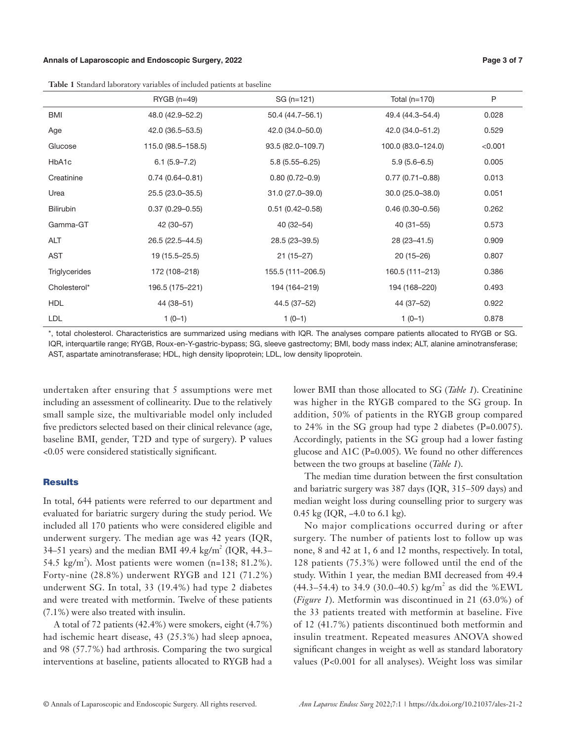**Table 1** Standard laboratory variables of included patients at baseline

| | RYGB (n=49) | SG (n=121) | Total (n=170) | P |
|---|---|---|---|---|
| BMI | 48.0 (42.9–52.2) | 50.4 (44.7–56.1) | 49.4 (44.3–54.4) | 0.028 |
| Age | 42.0 (36.5–53.5) | 42.0 (34.0–50.0) | 42.0 (34.0–51.2) | 0.529 |
| Glucose | 115.0 (98.5–158.5) | 93.5 (82.0–109.7) | 100.0 (83.0–124.0) | <0.001 |
| HbA1c | 6.1 (5.9–7.2) | 5.8 (5.55–6.25) | 5.9 (5.6–6.5) | 0.005 |
| Creatinine | 0.74 (0.64–0.81) | 0.80 (0.72–0.9) | 0.77 (0.71–0.88) | 0.013 |
| Urea | 25.5 (23.0–35.5) | 31.0 (27.0–39.0) | 30.0 (25.0–38.0) | 0.051 |
| Bilirubin | 0.37 (0.29–0.55) | 0.51 (0.42–0.58) | 0.46 (0.30–0.56) | 0.262 |
| Gamma-GT | 42 (30–57) | 40 (32–54) | 40 (31–55) | 0.573 |
| ALT | 26.5 (22.5–44.5) | 28.5 (23–39.5) | 28 (23–41.5) | 0.909 |
| AST | 19 (15.5–25.5) | 21 (15–27) | 20 (15–26) | 0.807 |
| Triglycerides | 172 (108–218) | 155.5 (111–206.5) | 160.5 (111–213) | 0.386 |
| Cholesterol* | 196.5 (175–221) | 194 (164–219) | 194 (168–220) | 0.493 |
| HDL | 44 (38–51) | 44.5 (37–52) | 44 (37–52) | 0.922 |
| LDL | 1 (0–1) | 1 (0–1) | 1 (0–1) | 0.878 |

*, total cholesterol. Characteristics are summarized using medians with IQR. The analyses compare patients allocated to RYGB or SG. IQR, interquartile range; RYGB, Roux-en-Y-gastric-bypass; SG, sleeve gastrectomy; BMI, body mass index; ALT, alanine aminotransferase; AST, aspartate aminotransferase; HDL, high density lipoprotein; LDL, low density lipoprotein.

undertaken after ensuring that 5 assumptions were met including an assessment of collinearity. Due to the relatively small sample size, the multivariable model only included five predictors selected based on their clinical relevance (age, baseline BMI, gender, T2D and type of surgery). P values <0.05 were considered statistically significant.

## Results

In total, 644 patients were referred to our department and evaluated for bariatric surgery during the study period. We included all 170 patients who were considered eligible and underwent surgery. The median age was 42 years (IQR, 34–51 years) and the median BMI 49.4 kg/m$^2$ (IQR, 44.3–54.5 kg/m$^2$). Most patients were women (n=138; 81.2%). Forty-nine (28.8%) underwent RYGB and 121 (71.2%) underwent SG. In total, 33 (19.4%) had type 2 diabetes and were treated with metformin. Twelve of these patients (7.1%) were also treated with insulin.

A total of 72 patients (42.4%) were smokers, eight (4.7%) had ischemic heart disease, 43 (25.3%) had sleep apnoea, and 98 (57.7%) had arthrosis. Comparing the two surgical interventions at baseline, patients allocated to RYGB had a lower BMI than those allocated to SG (*Table 1*). Creatinine was higher in the RYGB compared to the SG group. In addition, 50% of patients in the RYGB group compared to 24% in the SG group had type 2 diabetes (P=0.0075). Accordingly, patients in the SG group had a lower fasting glucose and A1C (P=0.005). We found no other differences between the two groups at baseline (*Table 1*).

The median time duration between the first consultation and bariatric surgery was 387 days (IQR, 315–509 days) and median weight loss during counselling prior to surgery was 0.45 kg (IQR, −4.0 to 6.1 kg).

No major complications occurred during or after surgery. The number of patients lost to follow up was none, 8 and 42 at 1, 6 and 12 months, respectively. In total, 128 patients (75.3%) were followed until the end of the study. Within 1 year, the median BMI decreased from 49.4 (44.3–54.4) to 34.9 (30.0–40.5) kg/m$^2$ as did the %EWL (*Figure 1*). Metformin was discontinued in 21 (63.0%) of the 33 patients treated with metformin at baseline. Five of 12 (41.7%) patients discontinued both metformin and insulin treatment. Repeated measures ANOVA showed significant changes in weight as well as standard laboratory values (P<0.001 for all analyses). Weight loss was similar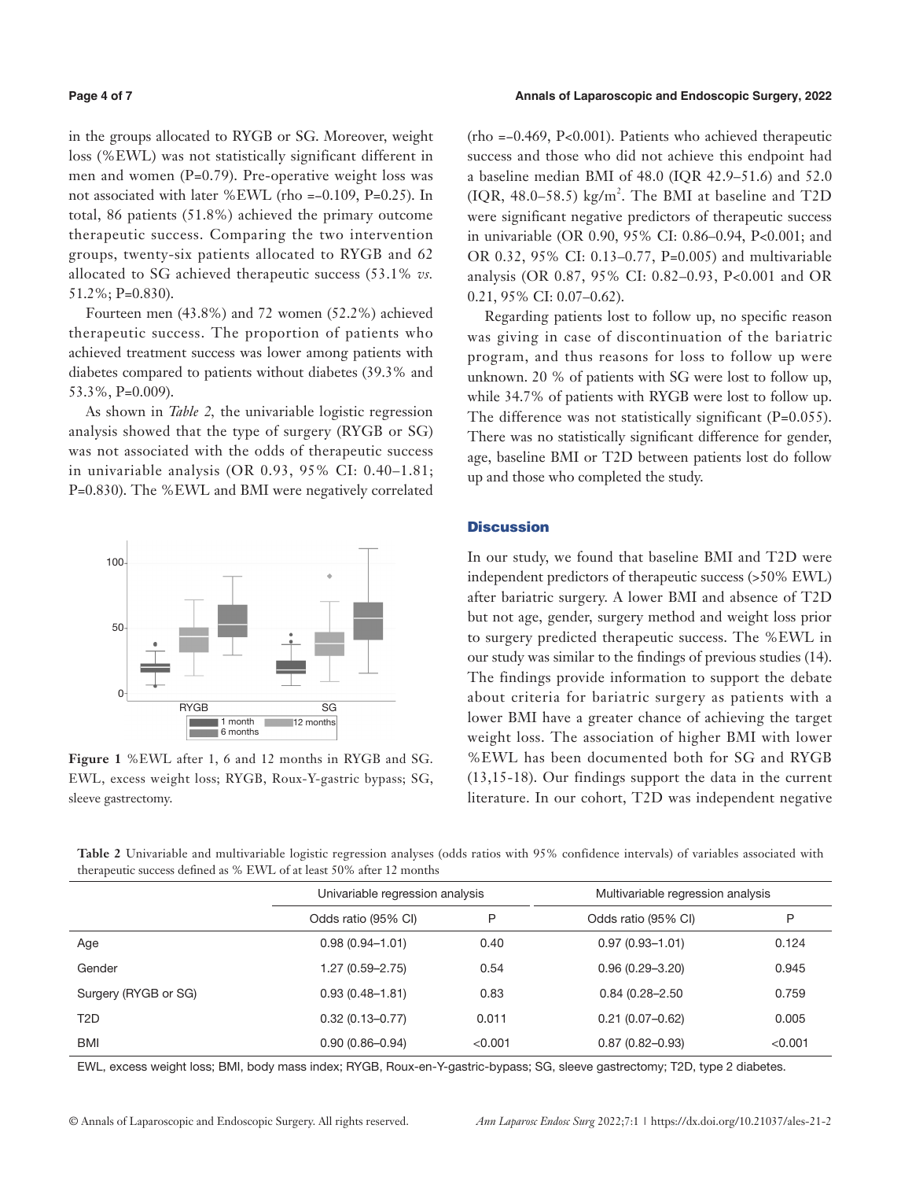in the groups allocated to RYGB or SG. Moreover, weight loss (%EWL) was not statistically significant different in men and women (P=0.79). Pre-operative weight loss was not associated with later %EWL (rho =−0.109, P=0.25). In total, 86 patients (51.8%) achieved the primary outcome therapeutic success. Comparing the two intervention groups, twenty-six patients allocated to RYGB and 62 allocated to SG achieved therapeutic success (53.1% *vs.* 51.2%; P=0.830).

Fourteen men (43.8%) and 72 women (52.2%) achieved therapeutic success. The proportion of patients who achieved treatment success was lower among patients with diabetes compared to patients without diabetes (39.3% and 53.3%, P=0.009).

As shown in *Table 2*, the univariable logistic regression analysis showed that the type of surgery (RYGB or SG) was not associated with the odds of therapeutic success in univariable analysis (OR 0.93, 95% CI: 0.40–1.81; P=0.830). The %EWL and BMI were negatively correlated

**Figure 1** %EWL after 1, 6 and 12 months in RYGB and SG. EWL, excess weight loss; RYGB, Roux-Y-gastric bypass; SG, sleeve gastrectomy.

(rho =−0.469, P<0.001). Patients who achieved therapeutic success and those who did not achieve this endpoint had a baseline median BMI of 48.0 (IQR 42.9–51.6) and 52.0 (IQR, 48.0–58.5) kg/m$^2$. The BMI at baseline and T2D were significant negative predictors of therapeutic success in univariable (OR 0.90, 95% CI: 0.86–0.94, P<0.001; and OR 0.32, 95% CI: 0.13–0.77, P=0.005) and multivariable analysis (OR 0.87, 95% CI: 0.82–0.93, P<0.001 and OR 0.21, 95% CI: 0.07–0.62).

Regarding patients lost to follow up, no specific reason was giving in case of discontinuation of the bariatric program, and thus reasons for loss to follow up were unknown. 20 % of patients with SG were lost to follow up, while 34.7% of patients with RYGB were lost to follow up. The difference was not statistically significant (P=0.055). There was no statistically significant difference for gender, age, baseline BMI or T2D between patients lost do follow up and those who completed the study.

## Discussion

In our study, we found that baseline BMI and T2D were independent predictors of therapeutic success (>50% EWL) after bariatric surgery. A lower BMI and absence of T2D but not age, gender, surgery method and weight loss prior to surgery predicted therapeutic success. The %EWL in our study was similar to the findings of previous studies (14). The findings provide information to support the debate about criteria for bariatric surgery as patients with a lower BMI have a greater chance of achieving the target weight loss. The association of higher BMI with lower %EWL has been documented both for SG and RYGB (13,15-18). Our findings support the data in the current literature. In our cohort, T2D was independent negative

**Table 2** Univariable and multivariable logistic regression analyses (odds ratios with 95% confidence intervals) of variables associated with therapeutic success defined as % EWL of at least 50% after 12 months

| | Univariable regression analysis | | Multivariable regression analysis | |
|---|---|---|---|---|
| | Odds ratio (95% CI) | P | Odds ratio (95% CI) | P |
| Age | 0.98 (0.94–1.01) | 0.40 | 0.97 (0.93–1.01) | 0.124 |
| Gender | 1.27 (0.59–2.75) | 0.54 | 0.96 (0.29–3.20) | 0.945 |
| Surgery (RYGB or SG) | 0.93 (0.48–1.81) | 0.83 | 0.84 (0.28–2.50 | 0.759 |
| T2D | 0.32 (0.13–0.77) | 0.011 | 0.21 (0.07–0.62) | 0.005 |
| BMI | 0.90 (0.86–0.94) | <0.001 | 0.87 (0.82–0.93) | <0.001 |

EWL, excess weight loss; BMI, body mass index; RYGB, Roux-en-Y-gastric-bypass; SG, sleeve gastrectomy; T2D, type 2 diabetes.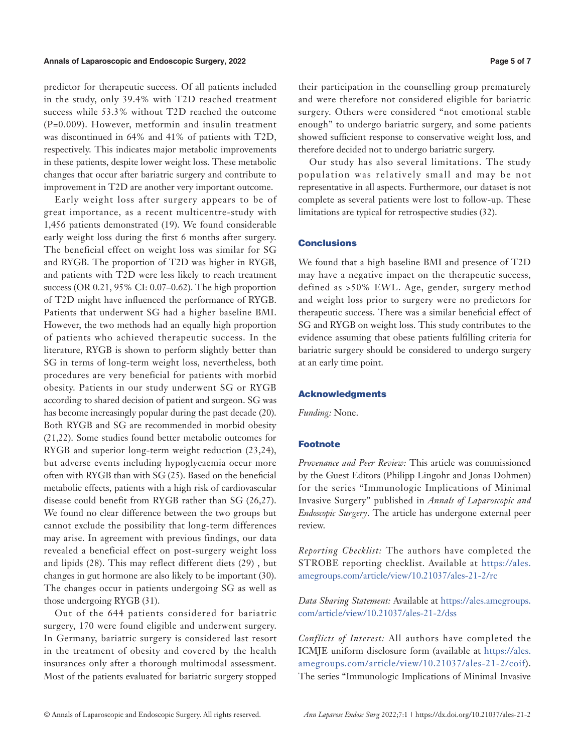predictor for therapeutic success. Of all patients included in the study, only 39.4% with T2D reached treatment success while 53.3% without T2D reached the outcome (P=0.009). However, metformin and insulin treatment was discontinued in 64% and 41% of patients with T2D, respectively. This indicates major metabolic improvements in these patients, despite lower weight loss. These metabolic changes that occur after bariatric surgery and contribute to improvement in T2D are another very important outcome.

Early weight loss after surgery appears to be of great importance, as a recent multicentre-study with 1,456 patients demonstrated (19). We found considerable early weight loss during the first 6 months after surgery. The beneficial effect on weight loss was similar for SG and RYGB. The proportion of T2D was higher in RYGB, and patients with T2D were less likely to reach treatment success (OR 0.21, 95% CI: 0.07–0.62). The high proportion of T2D might have influenced the performance of RYGB. Patients that underwent SG had a higher baseline BMI. However, the two methods had an equally high proportion of patients who achieved therapeutic success. In the literature, RYGB is shown to perform slightly better than SG in terms of long-term weight loss, nevertheless, both procedures are very beneficial for patients with morbid obesity. Patients in our study underwent SG or RYGB according to shared decision of patient and surgeon. SG was has become increasingly popular during the past decade (20). Both RYGB and SG are recommended in morbid obesity (21,22). Some studies found better metabolic outcomes for RYGB and superior long-term weight reduction (23,24), but adverse events including hypoglycaemia occur more often with RYGB than with SG (25). Based on the beneficial metabolic effects, patients with a high risk of cardiovascular disease could benefit from RYGB rather than SG (26,27). We found no clear difference between the two groups but cannot exclude the possibility that long-term differences may arise. In agreement with previous findings, our data revealed a beneficial effect on post-surgery weight loss and lipids (28). This may reflect different diets (29) , but changes in gut hormone are also likely to be important (30). The changes occur in patients undergoing SG as well as those undergoing RYGB (31).

Out of the 644 patients considered for bariatric surgery, 170 were found eligible and underwent surgery. In Germany, bariatric surgery is considered last resort in the treatment of obesity and covered by the health insurances only after a thorough multimodal assessment. Most of the patients evaluated for bariatric surgery stopped their participation in the counselling group prematurely and were therefore not considered eligible for bariatric surgery. Others were considered "not emotional stable enough" to undergo bariatric surgery, and some patients showed sufficient response to conservative weight loss, and therefore decided not to undergo bariatric surgery.

Our study has also several limitations. The study population was relatively small and may be not representative in all aspects. Furthermore, our dataset is not complete as several patients were lost to follow-up. These limitations are typical for retrospective studies (32).

## Conclusions

We found that a high baseline BMI and presence of T2D may have a negative impact on the therapeutic success, defined as >50% EWL. Age, gender, surgery method and weight loss prior to surgery were no predictors for therapeutic success. There was a similar beneficial effect of SG and RYGB on weight loss. This study contributes to the evidence assuming that obese patients fulfilling criteria for bariatric surgery should be considered to undergo surgery at an early time point.

## Acknowledgments

*Funding:* None.

## Footnote

*Provenance and Peer Review:* This article was commissioned by the Guest Editors (Philipp Lingohr and Jonas Dohmen) for the series "Immunologic Implications of Minimal Invasive Surgery" published in *Annals of Laparoscopic and Endoscopic Surgery*. The article has undergone external peer review.

*Reporting Checklist:* The authors have completed the STROBE reporting checklist. Available at https://ales.amegroups.com/article/view/10.21037/ales-21-2/rc

*Data Sharing Statement:* Available at https://ales.amegroups.com/article/view/10.21037/ales-21-2/dss

*Conflicts of Interest:* All authors have completed the ICMJE uniform disclosure form (available at https://ales.amegroups.com/article/view/10.21037/ales-21-2/coif). The series "Immunologic Implications of Minimal Invasive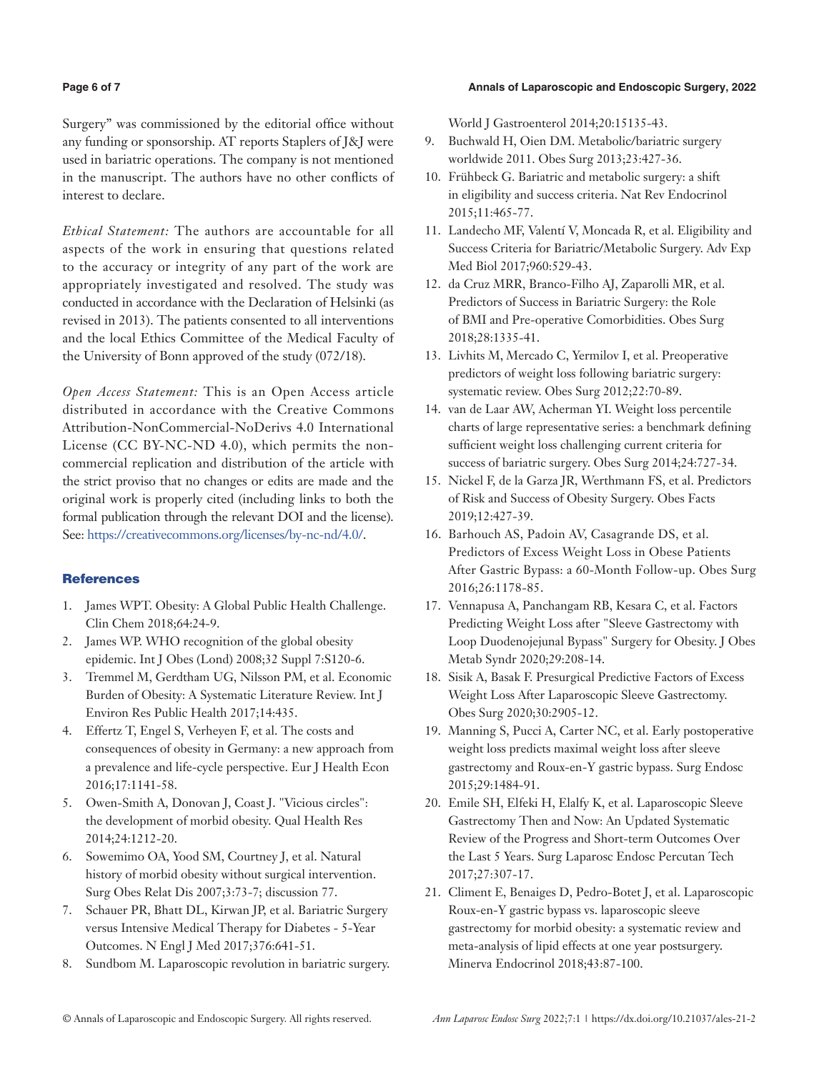Surgery" was commissioned by the editorial office without any funding or sponsorship. AT reports Staplers of J&J were used in bariatric operations. The company is not mentioned in the manuscript. The authors have no other conflicts of interest to declare.

*Ethical Statement:* The authors are accountable for all aspects of the work in ensuring that questions related to the accuracy or integrity of any part of the work are appropriately investigated and resolved. The study was conducted in accordance with the Declaration of Helsinki (as revised in 2013). The patients consented to all interventions and the local Ethics Committee of the Medical Faculty of the University of Bonn approved of the study (072/18).

*Open Access Statement:* This is an Open Access article distributed in accordance with the Creative Commons Attribution-NonCommercial-NoDerivs 4.0 International License (CC BY-NC-ND 4.0), which permits the non-commercial replication and distribution of the article with the strict proviso that no changes or edits are made and the original work is properly cited (including links to both the formal publication through the relevant DOI and the license). See: https://creativecommons.org/licenses/by-nc-nd/4.0/.

## References

1. James WPT. Obesity: A Global Public Health Challenge. Clin Chem 2018;64:24-9.
2. James WP. WHO recognition of the global obesity epidemic. Int J Obes (Lond) 2008;32 Suppl 7:S120-6.
3. Tremmel M, Gerdtham UG, Nilsson PM, et al. Economic Burden of Obesity: A Systematic Literature Review. Int J Environ Res Public Health 2017;14:435.
4. Effertz T, Engel S, Verheyen F, et al. The costs and consequences of obesity in Germany: a new approach from a prevalence and life-cycle perspective. Eur J Health Econ 2016;17:1141-58.
5. Owen-Smith A, Donovan J, Coast J. "Vicious circles": the development of morbid obesity. Qual Health Res 2014;24:1212-20.
6. Sowemimo OA, Yood SM, Courtney J, et al. Natural history of morbid obesity without surgical intervention. Surg Obes Relat Dis 2007;3:73-7; discussion 77.
7. Schauer PR, Bhatt DL, Kirwan JP, et al. Bariatric Surgery versus Intensive Medical Therapy for Diabetes - 5-Year Outcomes. N Engl J Med 2017;376:641-51.
8. Sundbom M. Laparoscopic revolution in bariatric surgery. World J Gastroenterol 2014;20:15135-43.
9. Buchwald H, Oien DM. Metabolic/bariatric surgery worldwide 2011. Obes Surg 2013;23:427-36.
10. Frühbeck G. Bariatric and metabolic surgery: a shift in eligibility and success criteria. Nat Rev Endocrinol 2015;11:465-77.
11. Landecho MF, Valentí V, Moncada R, et al. Eligibility and Success Criteria for Bariatric/Metabolic Surgery. Adv Exp Med Biol 2017;960:529-43.
12. da Cruz MRR, Branco-Filho AJ, Zaparolli MR, et al. Predictors of Success in Bariatric Surgery: the Role of BMI and Pre-operative Comorbidities. Obes Surg 2018;28:1335-41.
13. Livhits M, Mercado C, Yermilov I, et al. Preoperative predictors of weight loss following bariatric surgery: systematic review. Obes Surg 2012;22:70-89.
14. van de Laar AW, Acherman YI. Weight loss percentile charts of large representative series: a benchmark defining sufficient weight loss challenging current criteria for success of bariatric surgery. Obes Surg 2014;24:727-34.
15. Nickel F, de la Garza JR, Werthmann FS, et al. Predictors of Risk and Success of Obesity Surgery. Obes Facts 2019;12:427-39.
16. Barhouch AS, Padoin AV, Casagrande DS, et al. Predictors of Excess Weight Loss in Obese Patients After Gastric Bypass: a 60-Month Follow-up. Obes Surg 2016;26:1178-85.
17. Vennapusa A, Panchangam RB, Kesara C, et al. Factors Predicting Weight Loss after "Sleeve Gastrectomy with Loop Duodenojejunal Bypass" Surgery for Obesity. J Obes Metab Syndr 2020;29:208-14.
18. Sisik A, Basak F. Presurgical Predictive Factors of Excess Weight Loss After Laparoscopic Sleeve Gastrectomy. Obes Surg 2020;30:2905-12.
19. Manning S, Pucci A, Carter NC, et al. Early postoperative weight loss predicts maximal weight loss after sleeve gastrectomy and Roux-en-Y gastric bypass. Surg Endosc 2015;29:1484-91.
20. Emile SH, Elfeki H, Elfaly K, et al. Laparoscopic Sleeve Gastrectomy Then and Now: An Updated Systematic Review of the Progress and Short-term Outcomes Over the Last 5 Years. Surg Laparosc Endosc Percutan Tech 2017;27:307-17.
21. Climent E, Benaiges D, Pedro-Botet J, et al. Laparoscopic Roux-en-Y gastric bypass vs. laparoscopic sleeve gastrectomy for morbid obesity: a systematic review and meta-analysis of lipid effects at one year postsurgery. Minerva Endocrinol 2018;43:87-100.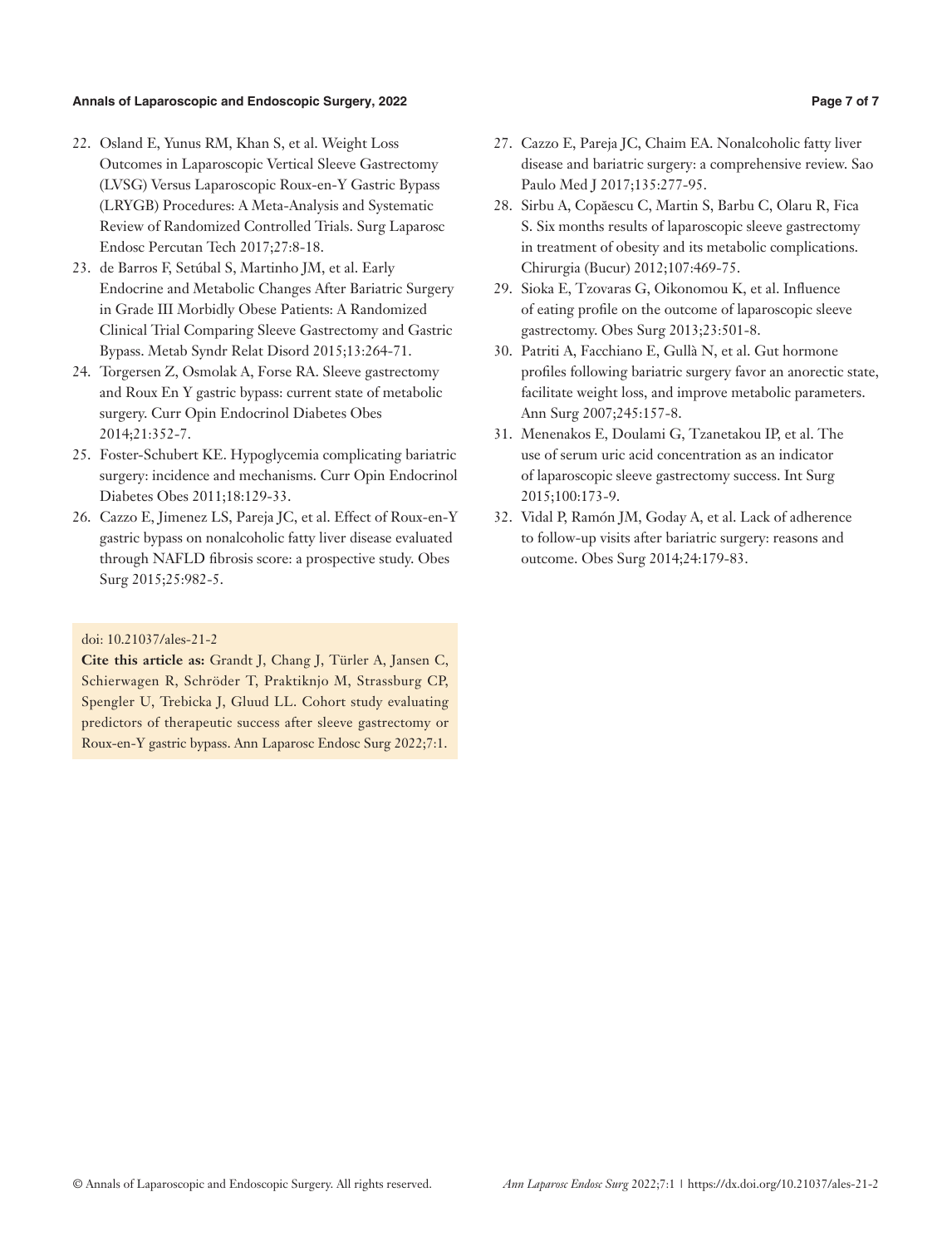22. Osland E, Yunus RM, Khan S, et al. Weight Loss Outcomes in Laparoscopic Vertical Sleeve Gastrectomy (LVSG) Versus Laparoscopic Roux-en-Y Gastric Bypass (LRYGB) Procedures: A Meta-Analysis and Systematic Review of Randomized Controlled Trials. Surg Laparosc Endosc Percutan Tech 2017;27:8-18.
23. de Barros F, Setúbal S, Martinho JM, et al. Early Endocrine and Metabolic Changes After Bariatric Surgery in Grade III Morbidly Obese Patients: A Randomized Clinical Trial Comparing Sleeve Gastrectomy and Gastric Bypass. Metab Syndr Relat Disord 2015;13:264-71.
24. Torgersen Z, Osmolak A, Forse RA. Sleeve gastrectomy and Roux En Y gastric bypass: current state of metabolic surgery. Curr Opin Endocrinol Diabetes Obes 2014;21:352-7.
25. Foster-Schubert KE. Hypoglycemia complicating bariatric surgery: incidence and mechanisms. Curr Opin Endocrinol Diabetes Obes 2011;18:129-33.
26. Cazzo E, Jimenez LS, Pareja JC, et al. Effect of Roux-en-Y gastric bypass on nonalcoholic fatty liver disease evaluated through NAFLD fibrosis score: a prospective study. Obes Surg 2015;25:982-5.
27. Cazzo E, Pareja JC, Chaim EA. Nonalcoholic fatty liver disease and bariatric surgery: a comprehensive review. Sao Paulo Med J 2017;135:277-95.
28. Sirbu A, Copăescu C, Martin S, Barbu C, Olaru R, Fica S. Six months results of laparoscopic sleeve gastrectomy in treatment of obesity and its metabolic complications. Chirurgia (Bucur) 2012;107:469-75.
29. Sioka E, Tzovaras G, Oikonomou K, et al. Influence of eating profile on the outcome of laparoscopic sleeve gastrectomy. Obes Surg 2013;23:501-8.
30. Patriti A, Facchiano E, Gullà N, et al. Gut hormone profiles following bariatric surgery favor an anorectic state, facilitate weight loss, and improve metabolic parameters. Ann Surg 2007;245:157-8.
31. Menenakos E, Doulami G, Tzanetakou IP, et al. The use of serum uric acid concentration as an indicator of laparoscopic sleeve gastrectomy success. Int Surg 2015;100:173-9.
32. Vidal P, Ramón JM, Goday A, et al. Lack of adherence to follow-up visits after bariatric surgery: reasons and outcome. Obes Surg 2014;24:179-83.

doi: 10.21037/ales-21-2

**Cite this article as:** Grandt J, Chang J, Türler A, Jansen C, Schierwagen R, Schröder T, Praktiknjo M, Strassburg CP, Spengler U, Trebicka J, Gluud LL. Cohort study evaluating predictors of therapeutic success after sleeve gastrectomy or Roux-en-Y gastric bypass. Ann Laparosc Endosc Surg 2022;7:1.